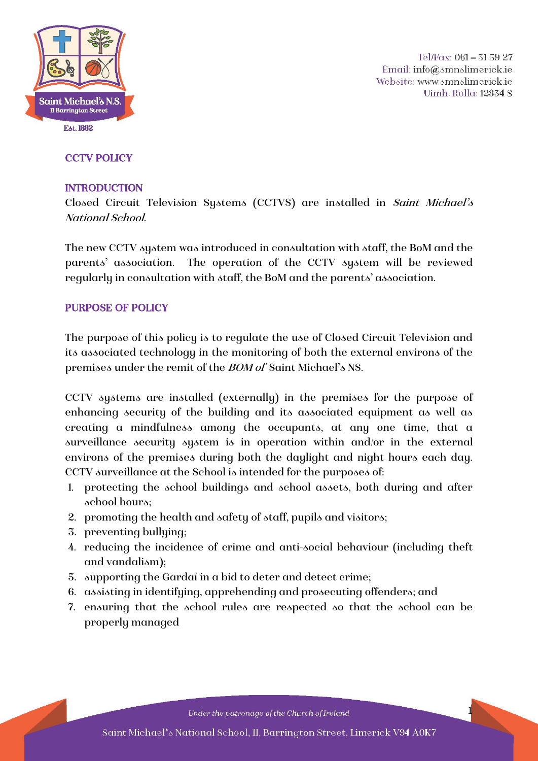Tel/Fax: 061 – 31 59 27
Email: info@smnslimerick.ie
Website: www.smnslimerick.ie
Uimh. Rolla: 12834 S

# CCTV POLICY

## INTRODUCTION

Closed Circuit Television Systems (CCTVS) are installed in *Saint Michael's National School.*

The new CCTV system was introduced in consultation with staff, the BoM and the parents' association. The operation of the CCTV system will be reviewed regularly in consultation with staff, the BoM and the parents' association.

## PURPOSE OF POLICY

The purpose of this policy is to regulate the use of Closed Circuit Television and its associated technology in the monitoring of both the external environs of the premises under the remit of the *BOM of* Saint Michael's NS.

CCTV systems are installed (externally) in the premises for the purpose of enhancing security of the building and its associated equipment as well as creating a mindfulness among the occupants, at any one time, that a surveillance security system is in operation within and/or in the external environs of the premises during both the daylight and night hours each day. CCTV surveillance at the School is intended for the purposes of:

1. protecting the school buildings and school assets, both during and after school hours;
2. promoting the health and safety of staff, pupils and visitors;
3. preventing bullying;
4. reducing the incidence of crime and anti-social behaviour (including theft and vandalism);
5. supporting the Gardaí in a bid to deter and detect crime;
6. assisting in identifying, apprehending and prosecuting offenders; and
7. ensuring that the school rules are respected so that the school can be properly managed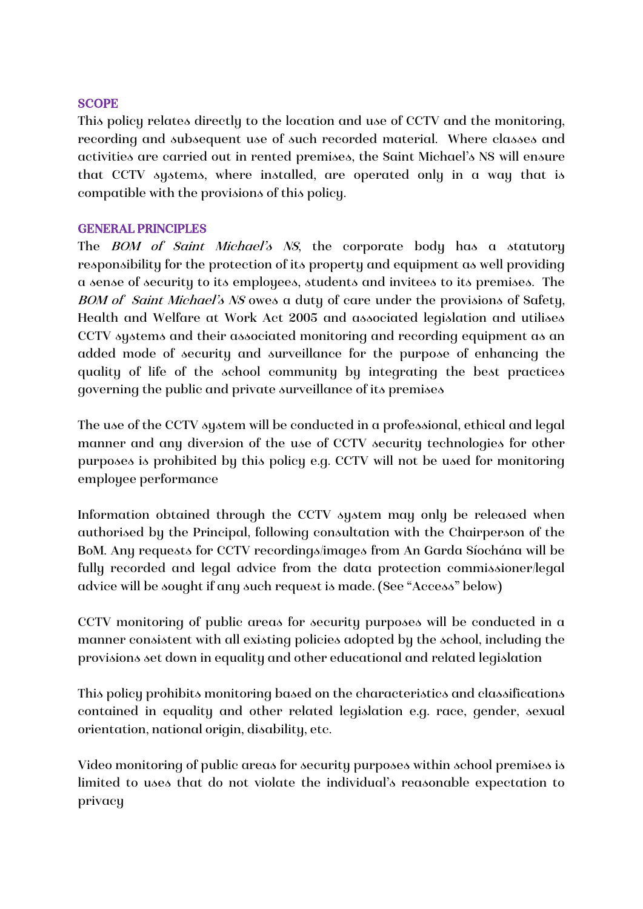## SCOPE

This policy relates directly to the location and use of CCTV and the monitoring, recording and subsequent use of such recorded material. Where classes and activities are carried out in rented premises, the Saint Michael's NS will ensure that CCTV systems, where installed, are operated only in a way that is compatible with the provisions of this policy.

## GENERAL PRINCIPLES

The *BOM of Saint Michael's NS*, the corporate body has a statutory responsibility for the protection of its property and equipment as well providing a sense of security to its employees, students and invitees to its premises. The *BOM of Saint Michael's NS* owes a duty of care under the provisions of Safety, Health and Welfare at Work Act 2005 and associated legislation and utilises CCTV systems and their associated monitoring and recording equipment as an added mode of security and surveillance for the purpose of enhancing the quality of life of the school community by integrating the best practices governing the public and private surveillance of its premises

The use of the CCTV system will be conducted in a professional, ethical and legal manner and any diversion of the use of CCTV security technologies for other purposes is prohibited by this policy e.g. CCTV will not be used for monitoring employee performance

Information obtained through the CCTV system may only be released when authorised by the Principal, following consultation with the Chairperson of the BoM. Any requests for CCTV recordings/images from An Garda Síochána will be fully recorded and legal advice from the data protection commissioner/legal advice will be sought if any such request is made. (See "Access" below)

CCTV monitoring of public areas for security purposes will be conducted in a manner consistent with all existing policies adopted by the school, including the provisions set down in equality and other educational and related legislation

This policy prohibits monitoring based on the characteristics and classifications contained in equality and other related legislation e.g. race, gender, sexual orientation, national origin, disability, etc.

Video monitoring of public areas for security purposes within school premises is limited to uses that do not violate the individual's reasonable expectation to privacy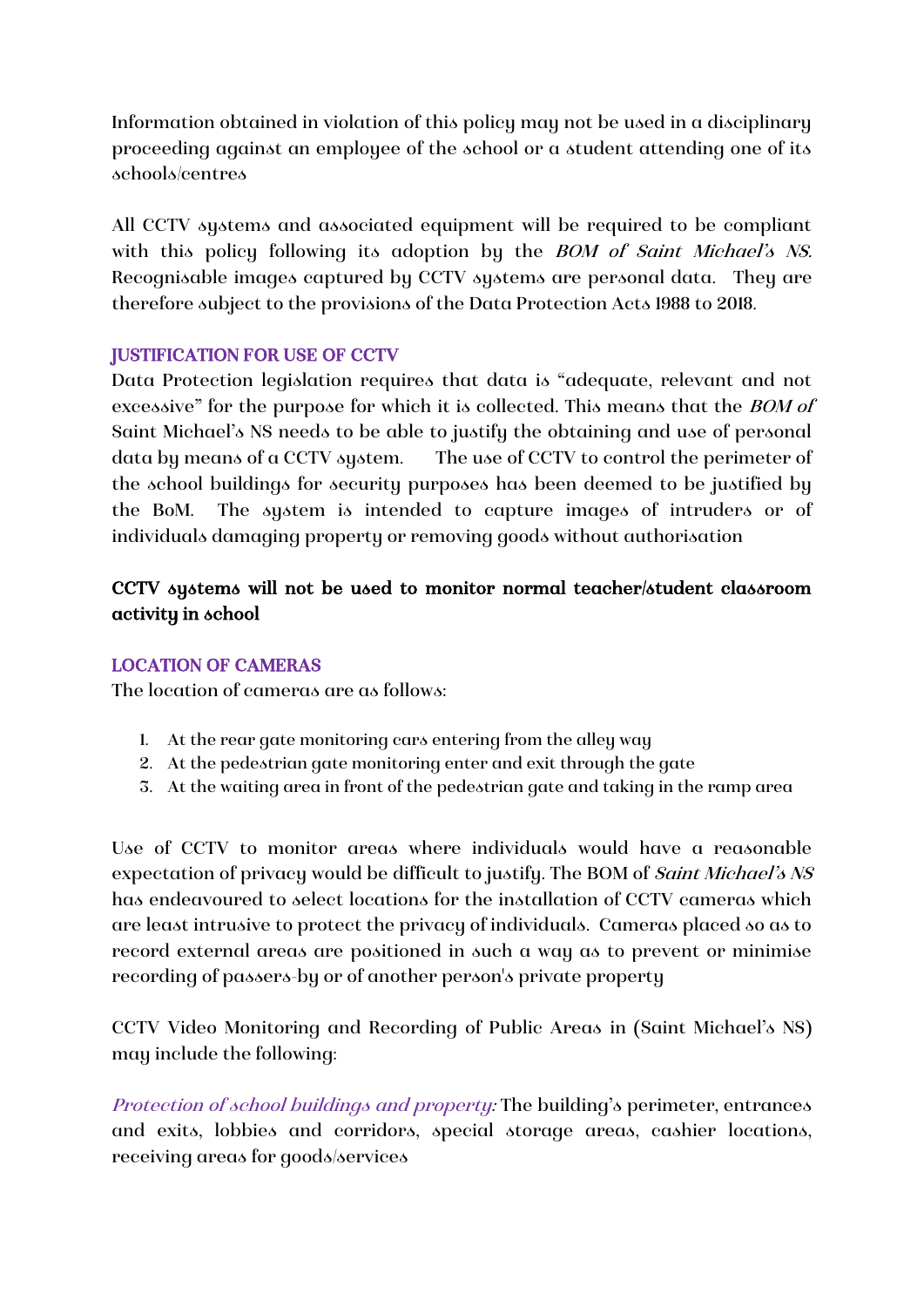Information obtained in violation of this policy may not be used in a disciplinary proceeding against an employee of the school or a student attending one of its schools/centres

All CCTV systems and associated equipment will be required to be compliant with this policy following its adoption by the *BOM of Saint Michael's NS.* Recognisable images captured by CCTV systems are personal data. They are therefore subject to the provisions of the Data Protection Acts 1988 to 2018.

## JUSTIFICATION FOR USE OF CCTV

Data Protection legislation requires that data is "adequate, relevant and not excessive" for the purpose for which it is collected. This means that the *BOM of* Saint Michael's NS needs to be able to justify the obtaining and use of personal data by means of a CCTV system. The use of CCTV to control the perimeter of the school buildings for security purposes has been deemed to be justified by the BoM. The system is intended to capture images of intruders or of individuals damaging property or removing goods without authorisation

**CCTV systems will not be used to monitor normal teacher/student classroom activity in school**

## LOCATION OF CAMERAS

The location of cameras are as follows:

1. At the rear gate monitoring cars entering from the alley way
2. At the pedestrian gate monitoring enter and exit through the gate
3. At the waiting area in front of the pedestrian gate and taking in the ramp area

Use of CCTV to monitor areas where individuals would have a reasonable expectation of privacy would be difficult to justify. The BOM of *Saint Michael's NS* has endeavoured to select locations for the installation of CCTV cameras which are least intrusive to protect the privacy of individuals. Cameras placed so as to record external areas are positioned in such a way as to prevent or minimise recording of passers-by or of another person's private property

CCTV Video Monitoring and Recording of Public Areas in (Saint Michael's NS) may include the following:

*Protection of school buildings and property:* The building's perimeter, entrances and exits, lobbies and corridors, special storage areas, cashier locations, receiving areas for goods/services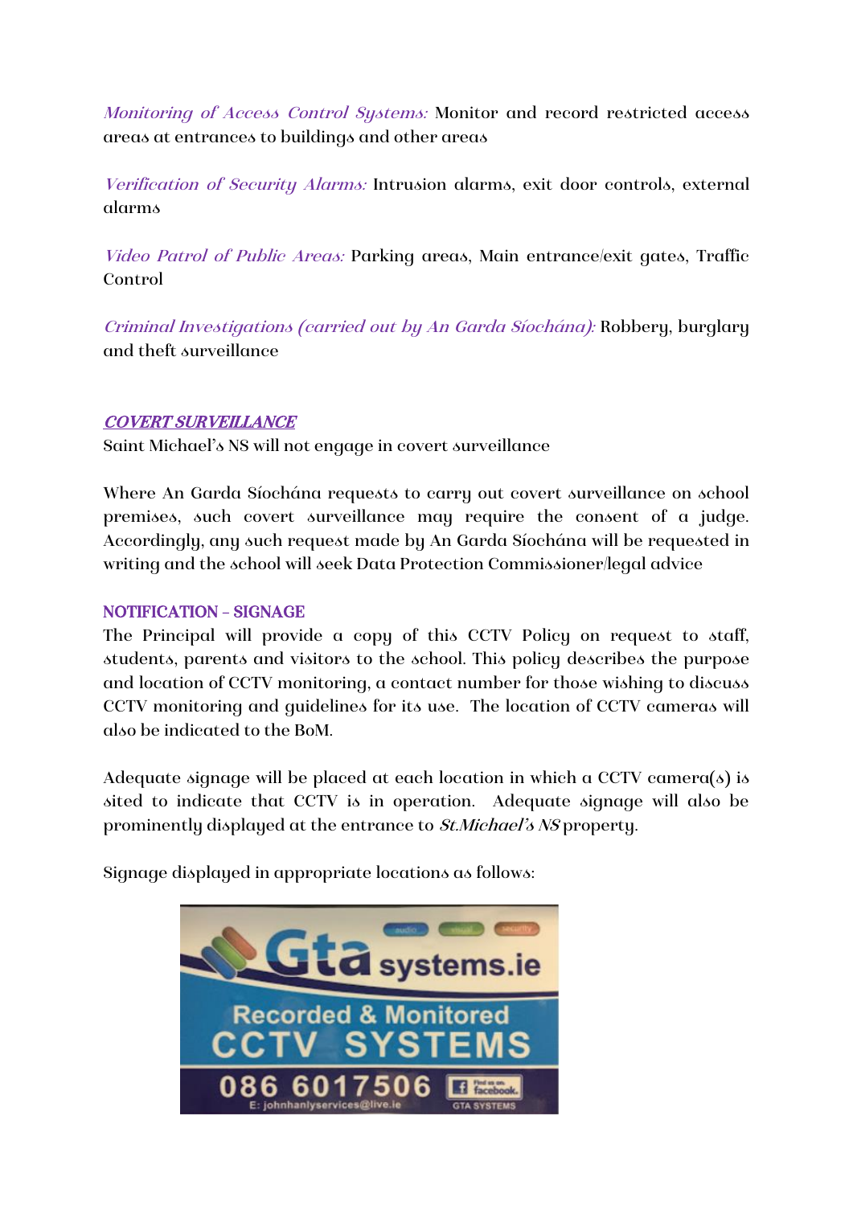*Monitoring of Access Control Systems:* Monitor and record restricted access areas at entrances to buildings and other areas

*Verification of Security Alarms:* Intrusion alarms, exit door controls, external alarms

*Video Patrol of Public Areas:* Parking areas, Main entrance/exit gates, Traffic Control

*Criminal Investigations (carried out by An Garda Síochána):* Robbery, burglary and theft surveillance

## COVERT SURVEILLANCE

Saint Michael's NS will not engage in covert surveillance

Where An Garda Síochána requests to carry out covert surveillance on school premises, such covert surveillance may require the consent of a judge. Accordingly, any such request made by An Garda Síochána will be requested in writing and the school will seek Data Protection Commissioner/legal advice

## NOTIFICATION – SIGNAGE

The Principal will provide a copy of this CCTV Policy on request to staff, students, parents and visitors to the school. This policy describes the purpose and location of CCTV monitoring, a contact number for those wishing to discuss CCTV monitoring and guidelines for its use. The location of CCTV cameras will also be indicated to the BoM.

Adequate signage will be placed at each location in which a CCTV camera(s) is sited to indicate that CCTV is in operation. Adequate signage will also be prominently displayed at the entrance to *St.Michael's NS* property.

Signage displayed in appropriate locations as follows:

Gta systems.ie
Recorded & Monitored
CCTV SYSTEMS
086 6017506
E: johnhanlyservices@live.ie
GTA SYSTEMS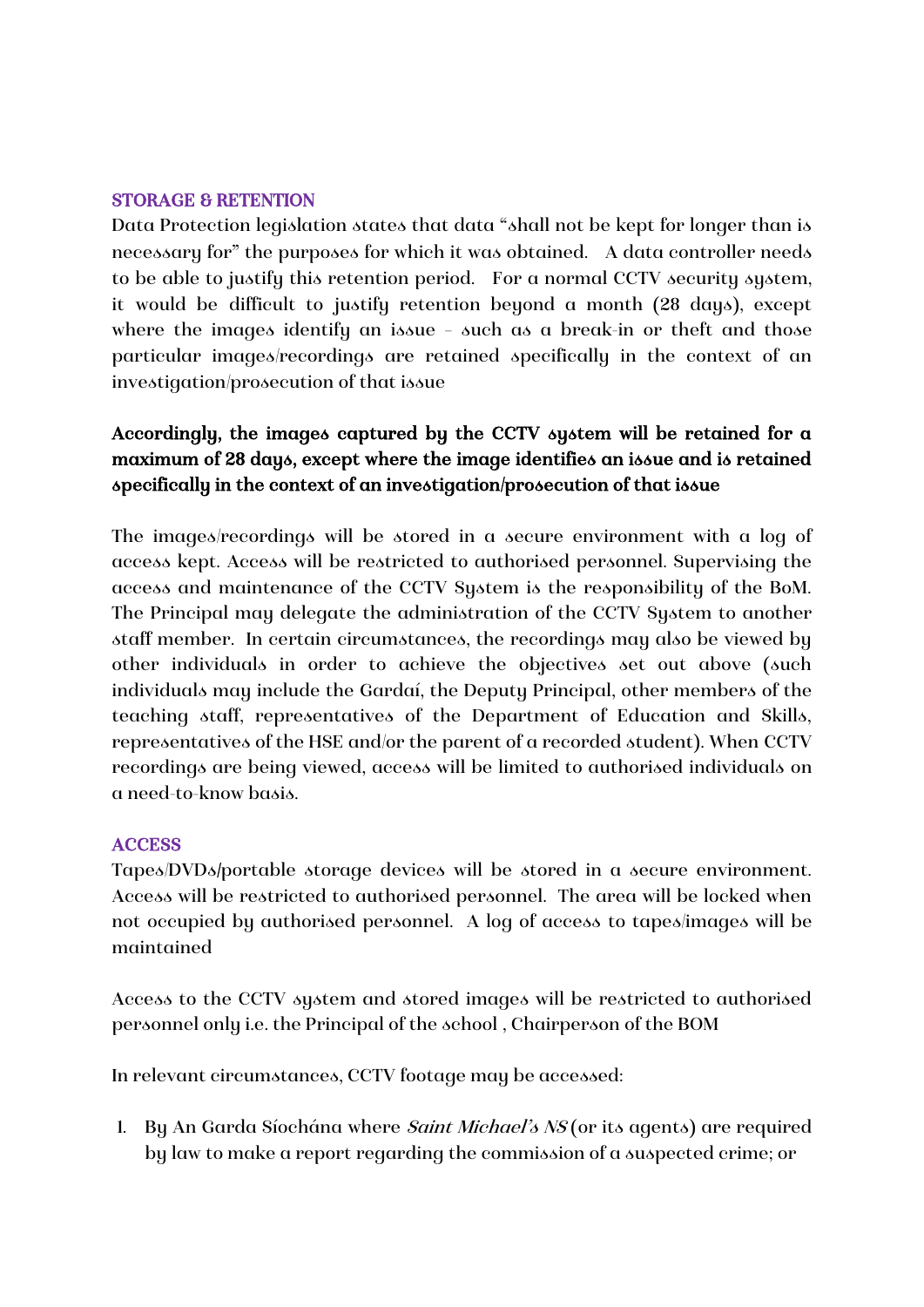## STORAGE & RETENTION

Data Protection legislation states that data "shall not be kept for longer than is necessary for" the purposes for which it was obtained. A data controller needs to be able to justify this retention period. For a normal CCTV security system, it would be difficult to justify retention beyond a month (28 days), except where the images identify an issue – such as a break-in or theft and those particular images/recordings are retained specifically in the context of an investigation/prosecution of that issue

**Accordingly, the images captured by the CCTV system will be retained for a maximum of 28 days, except where the image identifies an issue and is retained specifically in the context of an investigation/prosecution of that issue**

The images/recordings will be stored in a secure environment with a log of access kept. Access will be restricted to authorised personnel. Supervising the access and maintenance of the CCTV System is the responsibility of the BoM. The Principal may delegate the administration of the CCTV System to another staff member. In certain circumstances, the recordings may also be viewed by other individuals in order to achieve the objectives set out above (such individuals may include the Gardaí, the Deputy Principal, other members of the teaching staff, representatives of the Department of Education and Skills, representatives of the HSE and/or the parent of a recorded student). When CCTV recordings are being viewed, access will be limited to authorised individuals on a need-to-know basis.

## ACCESS

Tapes/DVDs/portable storage devices will be stored in a secure environment. Access will be restricted to authorised personnel. The area will be locked when not occupied by authorised personnel. A log of access to tapes/images will be maintained

Access to the CCTV system and stored images will be restricted to authorised personnel only i.e. the Principal of the school , Chairperson of the BOM

In relevant circumstances, CCTV footage may be accessed:

1. By An Garda Síochána where *Saint Michael's NS* (or its agents) are required by law to make a report regarding the commission of a suspected crime; or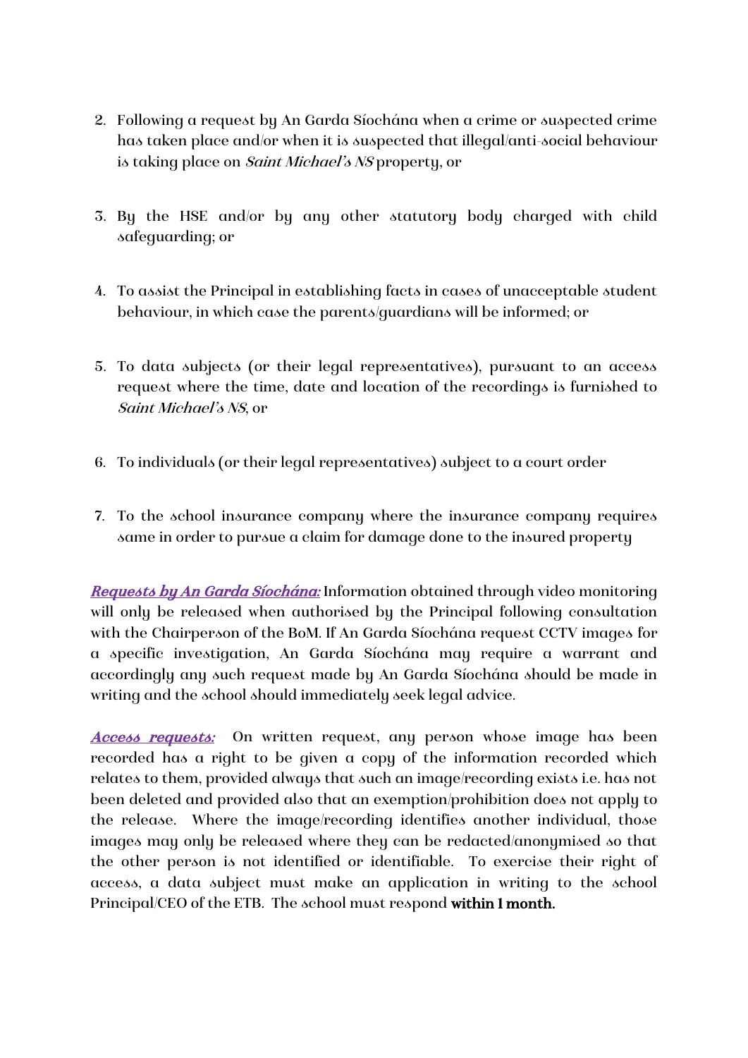2. Following a request by An Garda Síochána when a crime or suspected crime has taken place and/or when it is suspected that illegal/anti-social behaviour is taking place on *Saint Michael's NS* property, or

3. By the HSE and/or by any other statutory body charged with child safeguarding; or

4. To assist the Principal in establishing facts in cases of unacceptable student behaviour, in which case the parents/guardians will be informed; or

5. To data subjects (or their legal representatives), pursuant to an access request where the time, date and location of the recordings is furnished to *Saint Michael's NS*, or

6. To individuals (or their legal representatives) subject to a court order

7. To the school insurance company where the insurance company requires same in order to pursue a claim for damage done to the insured property

***Requests by An Garda Síochána:*** Information obtained through video monitoring will only be released when authorised by the Principal following consultation with the Chairperson of the BoM. If An Garda Síochána request CCTV images for a specific investigation, An Garda Síochána may require a warrant and accordingly any such request made by An Garda Síochána should be made in writing and the school should immediately seek legal advice.

***Access requests:*** On written request, any person whose image has been recorded has a right to be given a copy of the information recorded which relates to them, provided always that such an image/recording exists i.e. has not been deleted and provided also that an exemption/prohibition does not apply to the release. Where the image/recording identifies another individual, those images may only be released where they can be redacted/anonymised so that the other person is not identified or identifiable. To exercise their right of access, a data subject must make an application in writing to the school Principal/CEO of the ETB. The school must respond **within 1 month.**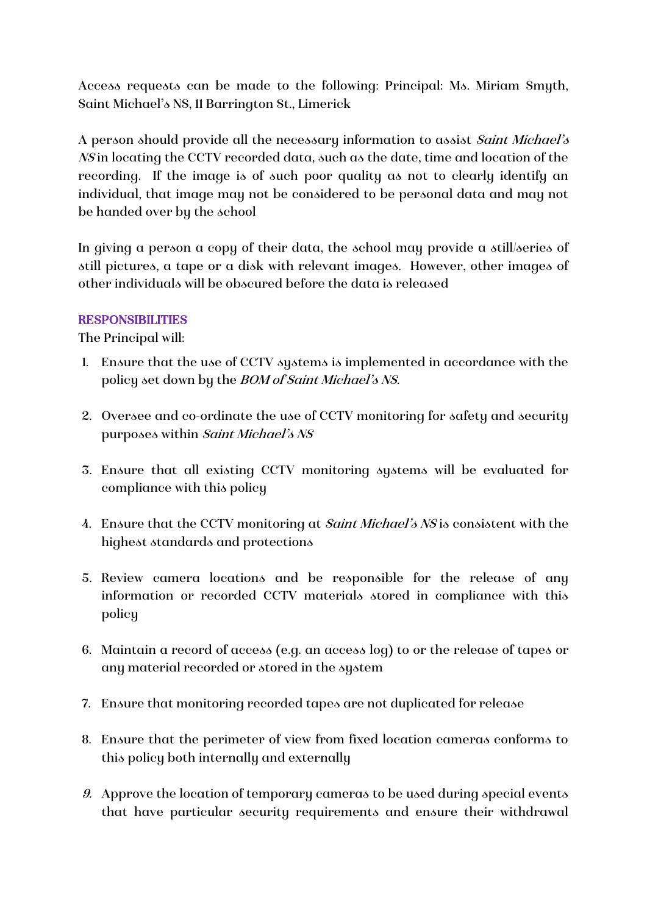Access requests can be made to the following: Principal: Ms. Miriam Smyth, Saint Michael's NS, 11 Barrington St., Limerick

A person should provide all the necessary information to assist *Saint Michael's NS* in locating the CCTV recorded data, such as the date, time and location of the recording. If the image is of such poor quality as not to clearly identify an individual, that image may not be considered to be personal data and may not be handed over by the school

In giving a person a copy of their data, the school may provide a still/series of still pictures, a tape or a disk with relevant images. However, other images of other individuals will be obscured before the data is released

## RESPONSIBILITIES

The Principal will:

1. Ensure that the use of CCTV systems is implemented in accordance with the policy set down by the *BOM of Saint Michael's NS.*

2. Oversee and co-ordinate the use of CCTV monitoring for safety and security purposes within *Saint Michael's NS*

3. Ensure that all existing CCTV monitoring systems will be evaluated for compliance with this policy

4. Ensure that the CCTV monitoring at *Saint Michael's NS* is consistent with the highest standards and protections

5. Review camera locations and be responsible for the release of any information or recorded CCTV materials stored in compliance with this policy

6. Maintain a record of access (e.g. an access log) to or the release of tapes or any material recorded or stored in the system

7. Ensure that monitoring recorded tapes are not duplicated for release

8. Ensure that the perimeter of view from fixed location cameras conforms to this policy both internally and externally

9. Approve the location of temporary cameras to be used during special events that have particular security requirements and ensure their withdrawal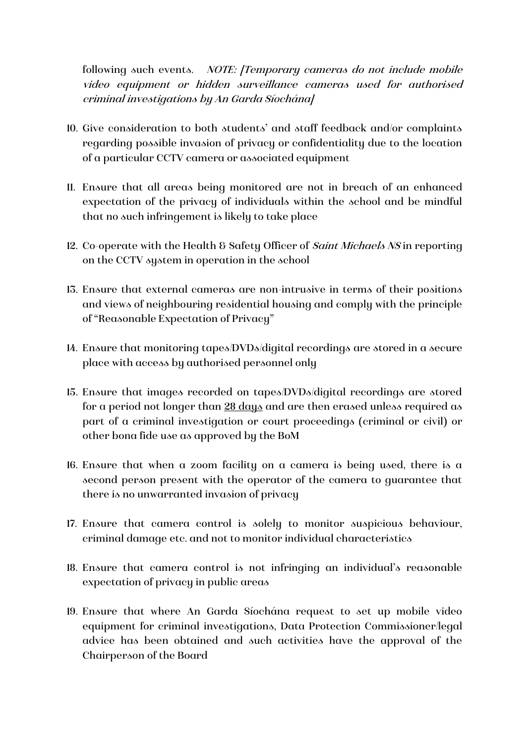following such events. *NOTE: [Temporary cameras do not include mobile video equipment or hidden surveillance cameras used for authorised criminal investigations by An Garda Síochána]*

10. Give consideration to both students' and staff feedback and/or complaints regarding possible invasion of privacy or confidentiality due to the location of a particular CCTV camera or associated equipment

11. Ensure that all areas being monitored are not in breach of an enhanced expectation of the privacy of individuals within the school and be mindful that no such infringement is likely to take place

12. Co-operate with the Health & Safety Officer of *Saint Michaels NS* in reporting on the CCTV system in operation in the school

13. Ensure that external cameras are non-intrusive in terms of their positions and views of neighbouring residential housing and comply with the principle of "Reasonable Expectation of Privacy"

14. Ensure that monitoring tapes/DVDs/digital recordings are stored in a secure place with access by authorised personnel only

15. Ensure that images recorded on tapes/DVDs/digital recordings are stored for a period not longer than <u>28 days</u> and are then erased unless required as part of a criminal investigation or court proceedings (criminal or civil) or other bona fide use as approved by the BoM

16. Ensure that when a zoom facility on a camera is being used, there is a second person present with the operator of the camera to guarantee that there is no unwarranted invasion of privacy

17. Ensure that camera control is solely to monitor suspicious behaviour, criminal damage etc. and not to monitor individual characteristics

18. Ensure that camera control is not infringing an individual's reasonable expectation of privacy in public areas

19. Ensure that where An Garda Síochána request to set up mobile video equipment for criminal investigations, Data Protection Commissioner/legal advice has been obtained and such activities have the approval of the Chairperson of the Board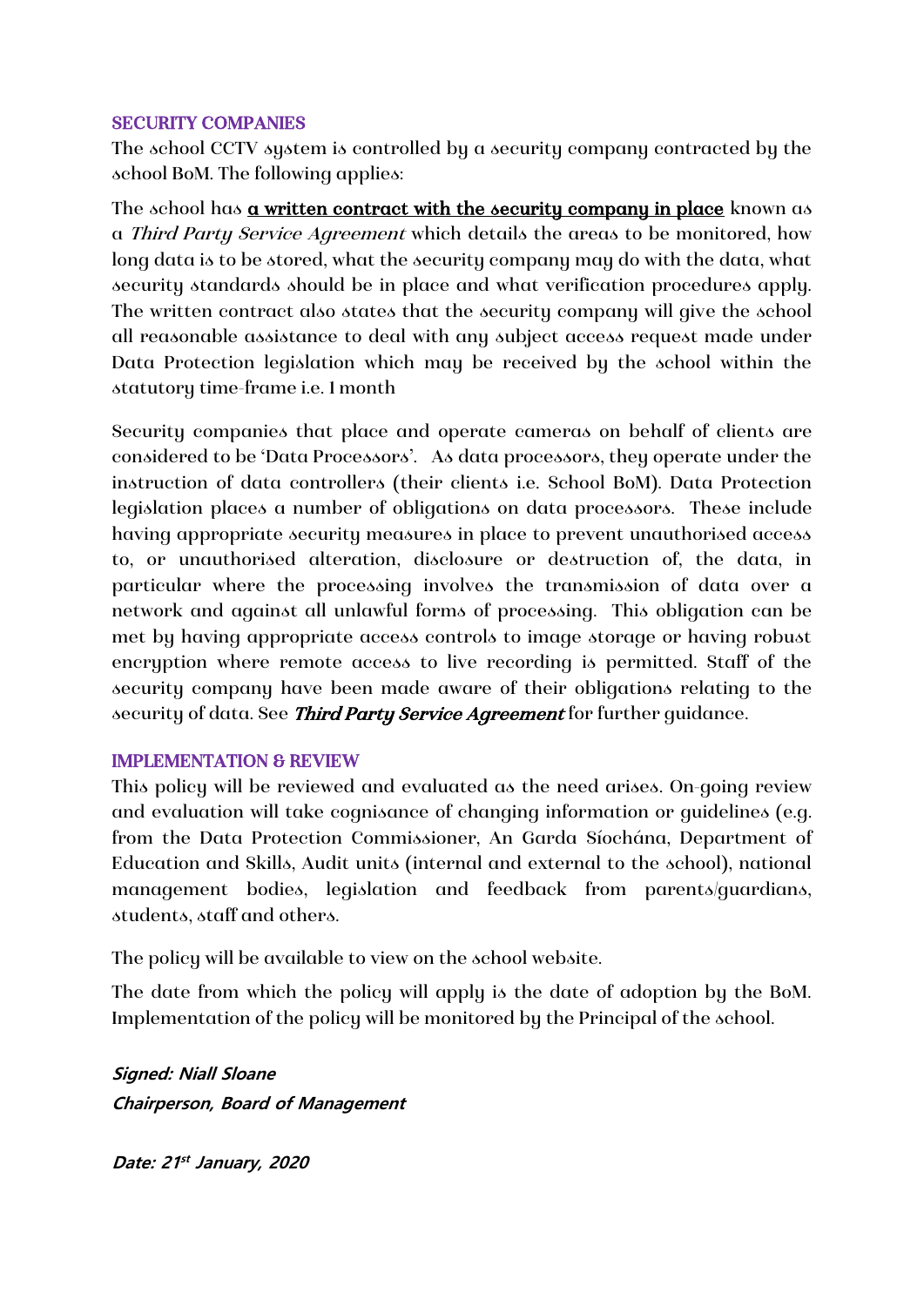## SECURITY COMPANIES

The school CCTV system is controlled by a security company contracted by the school BoM. The following applies:

The school has **a written contract with the security company in place** known as a *Third Party Service Agreement* which details the areas to be monitored, how long data is to be stored, what the security company may do with the data, what security standards should be in place and what verification procedures apply. The written contract also states that the security company will give the school all reasonable assistance to deal with any subject access request made under Data Protection legislation which may be received by the school within the statutory time-frame i.e. 1 month

Security companies that place and operate cameras on behalf of clients are considered to be 'Data Processors'. As data processors, they operate under the instruction of data controllers (their clients i.e. School BoM). Data Protection legislation places a number of obligations on data processors. These include having appropriate security measures in place to prevent unauthorised access to, or unauthorised alteration, disclosure or destruction of, the data, in particular where the processing involves the transmission of data over a network and against all unlawful forms of processing. This obligation can be met by having appropriate access controls to image storage or having robust encryption where remote access to live recording is permitted. Staff of the security company have been made aware of their obligations relating to the security of data. See ***Third Party Service Agreement*** for further guidance.

## IMPLEMENTATION & REVIEW

This policy will be reviewed and evaluated as the need arises. On-going review and evaluation will take cognisance of changing information or guidelines (e.g. from the Data Protection Commissioner, An Garda Síochána, Department of Education and Skills, Audit units (internal and external to the school), national management bodies, legislation and feedback from parents/guardians, students, staff and others.

The policy will be available to view on the school website.

The date from which the policy will apply is the date of adoption by the BoM. Implementation of the policy will be monitored by the Principal of the school.

***Signed: Niall Sloane***
***Chairperson, Board of Management***

***Date: 21st January, 2020***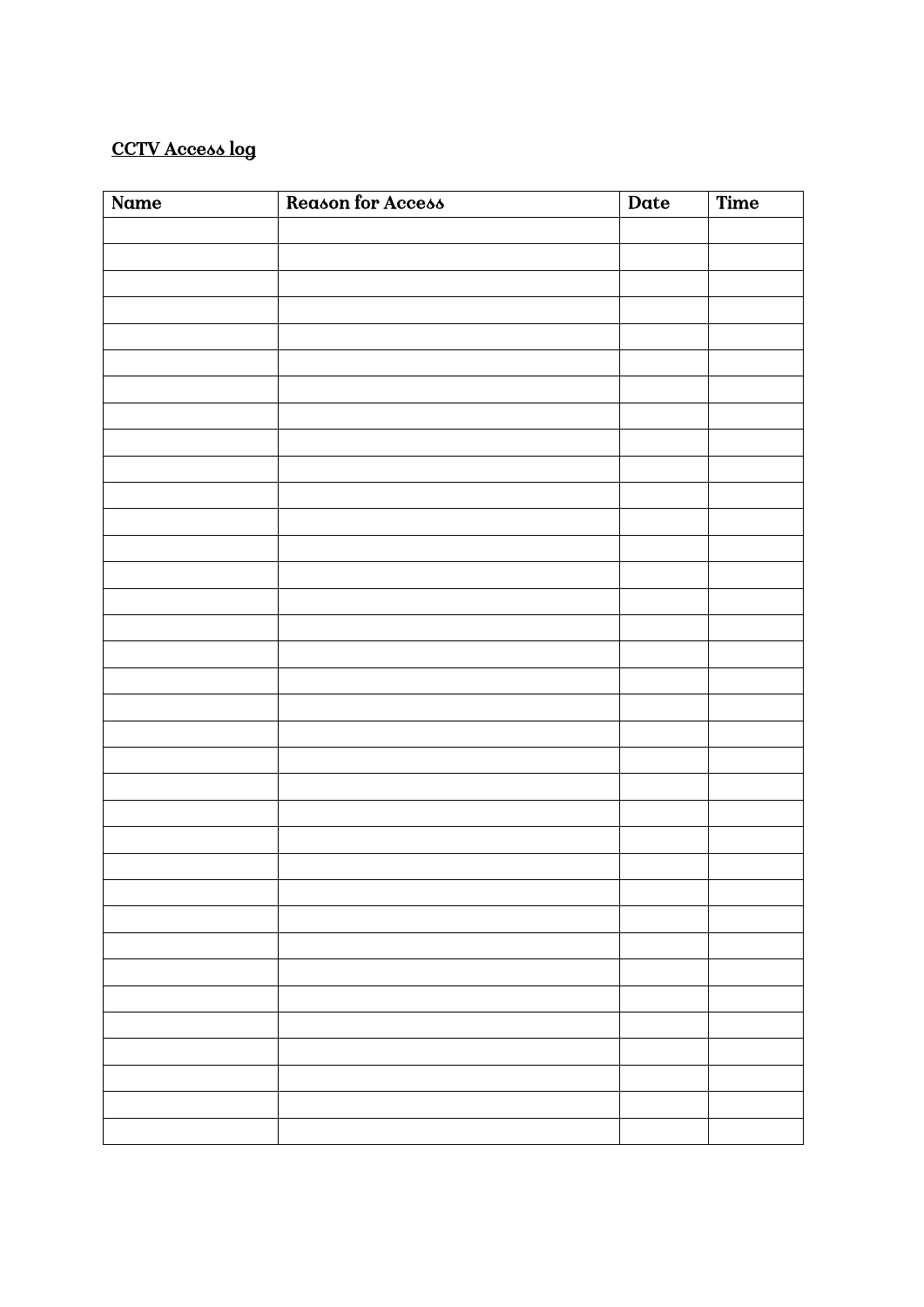**CCTV Access log**

| Name | Reason for Access | Date | Time |
|---|---|---|---|
| | | | |
| | | | |
| | | | |
| | | | |
| | | | |
| | | | |
| | | | |
| | | | |
| | | | |
| | | | |
| | | | |
| | | | |
| | | | |
| | | | |
| | | | |
| | | | |
| | | | |
| | | | |
| | | | |
| | | | |
| | | | |
| | | | |
| | | | |
| | | | |
| | | | |
| | | | |
| | | | |
| | | | |
| | | | |
| | | | |
| | | | |
| | | | |
| | | | |
| | | | |
| | | | |